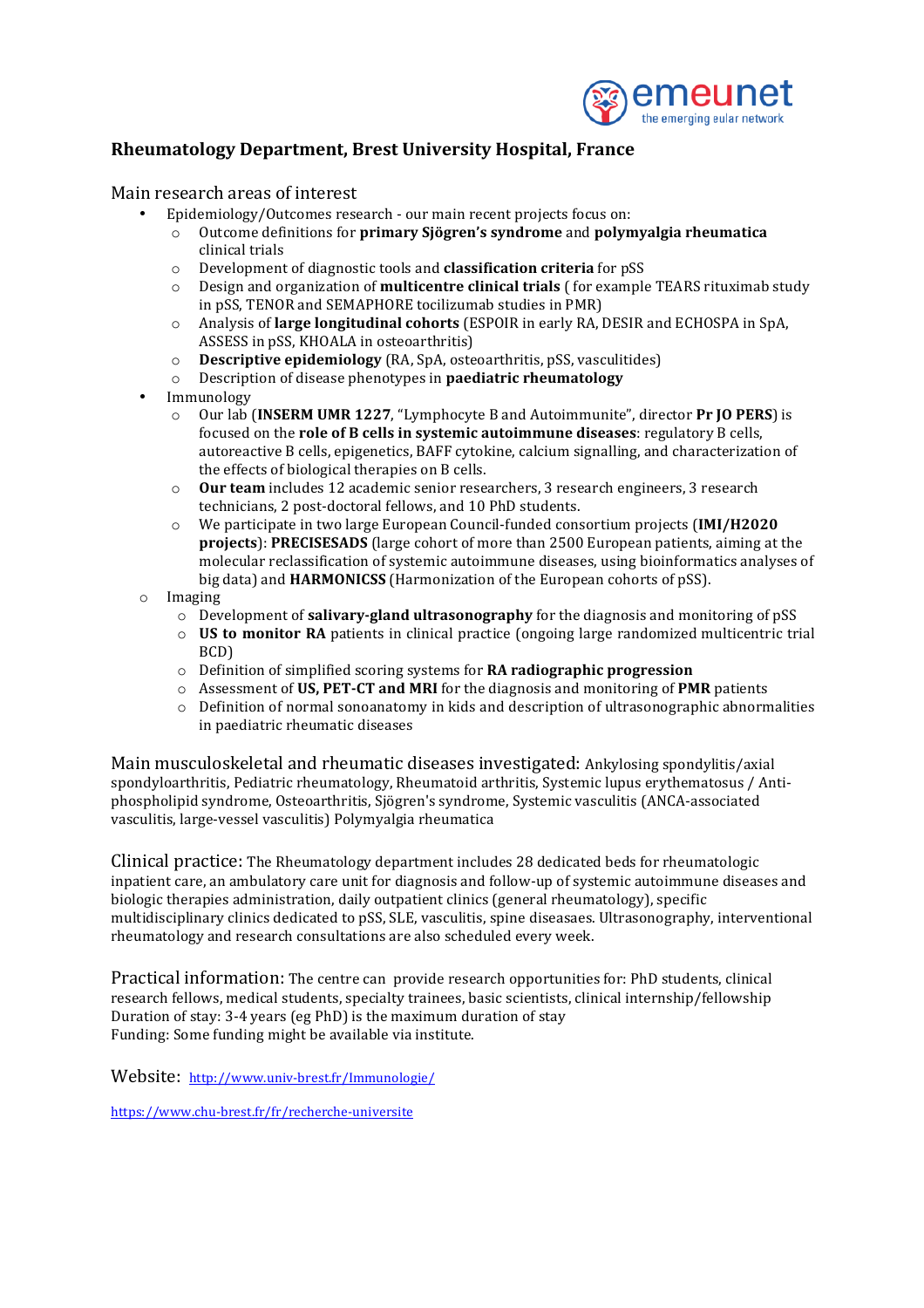## Rheumatology Department, Brest University Hospital, France

### Main research areas of interest

- Epidemiology/Outcomes research - our main recent projects focus on:
  - Outcome definitions for **primary Sjögren's syndrome** and **polymyalgia rheumatica** clinical trials
  - Development of diagnostic tools and **classification criteria** for pSS
  - Design and organization of **multicentre clinical trials** ( for example TEARS rituximab study in pSS, TENOR and SEMAPHORE tocilizumab studies in PMR)
  - Analysis of **large longitudinal cohorts** (ESPOIR in early RA, DESIR and ECHOSPA in SpA, ASSESS in pSS, KHOALA in osteoarthritis)
  - **Descriptive epidemiology** (RA, SpA, osteoarthritis, pSS, vasculitides)
  - Description of disease phenotypes in **paediatric rheumatology**
- Immunology
  - Our lab (**INSERM UMR 1227**, "Lymphocyte B and Autoimmunite", director **Pr JO PERS**) is focused on the **role of B cells in systemic autoimmune diseases**: regulatory B cells, autoreactive B cells, epigenetics, BAFF cytokine, calcium signalling, and characterization of the effects of biological therapies on B cells.
  - **Our team** includes 12 academic senior researchers, 3 research engineers, 3 research technicians, 2 post-doctoral fellows, and 10 PhD students.
  - We participate in two large European Council-funded consortium projects (**IMI/H2020 projects**): **PRECISESADS** (large cohort of more than 2500 European patients, aiming at the molecular reclassification of systemic autoimmune diseases, using bioinformatics analyses of big data) and **HARMONICSS** (Harmonization of the European cohorts of pSS).
- Imaging
  - Development of **salivary-gland ultrasonography** for the diagnosis and monitoring of pSS
  - **US to monitor RA** patients in clinical practice (ongoing large randomized multicentric trial BCD)
  - Definition of simplified scoring systems for **RA radiographic progression**
  - Assessment of **US, PET-CT and MRI** for the diagnosis and monitoring of **PMR** patients
  - Definition of normal sonoanatomy in kids and description of ultrasonographic abnormalities in paediatric rheumatic diseases

### Main musculoskeletal and rheumatic diseases investigated: 
Ankylosing spondylitis/axial spondyloarthritis, Pediatric rheumatology, Rheumatoid arthritis, Systemic lupus erythematosus / Anti-phospholipid syndrome, Osteoarthritis, Sjögren's syndrome, Systemic vasculitis (ANCA-associated vasculitis, large-vessel vasculitis) Polymyalgia rheumatica

### Clinical practice: 
The Rheumatology department includes 28 dedicated beds for rheumatologic inpatient care, an ambulatory care unit for diagnosis and follow-up of systemic autoimmune diseases and biologic therapies administration, daily outpatient clinics (general rheumatology), specific multidisciplinary clinics dedicated to pSS, SLE, vasculitis, spine diseasaes. Ultrasonography, interventional rheumatology and research consultations are also scheduled every week.

### Practical information: 
The centre can provide research opportunities for: PhD students, clinical research fellows, medical students, specialty trainees, basic scientists, clinical internship/fellowship
Duration of stay: 3-4 years (eg PhD) is the maximum duration of stay
Funding: Some funding might be available via institute.

### Website: 
http://www.univ-brest.fr/Immunologie/

https://www.chu-brest.fr/fr/recherche-universite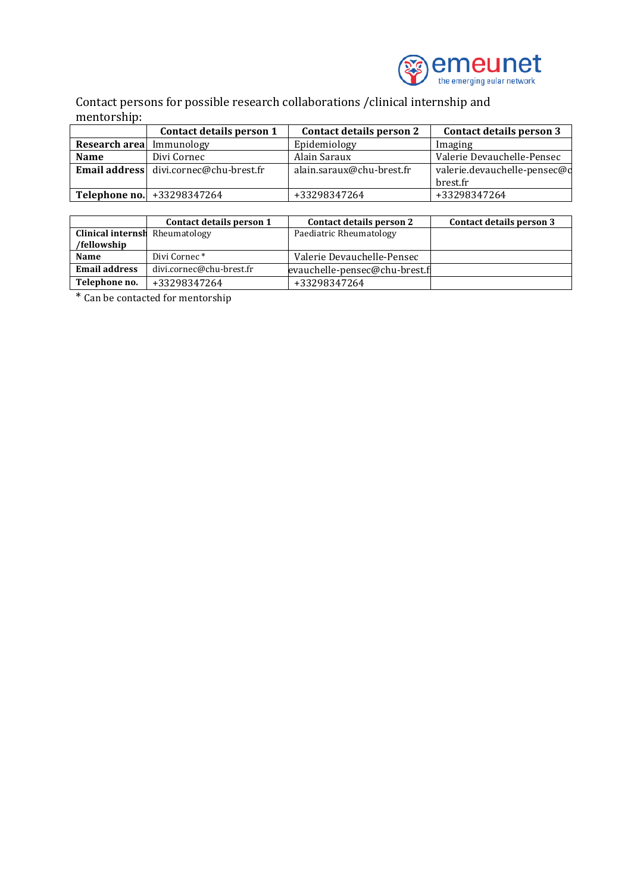Contact persons for possible research collaborations /clinical internship and mentorship:

| | Contact details person 1 | Contact details person 2 | Contact details person 3 |
|---|---|---|---|
| **Research area** | Immunology | Epidemiology | Imaging |
| **Name** | Divi Cornec | Alain Saraux | Valerie Devauchelle-Pensec |
| **Email address** | divi.cornec@chu-brest.fr | alain.saraux@chu-brest.fr | valerie.devauchelle-pensec@c brest.fr |
| **Telephone no.** | +33298347264 | +33298347264 | +33298347264 |

| | Contact details person 1 | Contact details person 2 | Contact details person 3 |
|---|---|---|---|
| **Clinical internsh /fellowship** | Rheumatology | Paediatric Rheumatology | |
| **Name** | Divi Cornec * | Valerie Devauchelle-Pensec | |
| **Email address** | divi.cornec@chu-brest.fr | evauchelle-pensec@chu-brest.f | |
| **Telephone no.** | +33298347264 | +33298347264 | |

* Can be contacted for mentorship